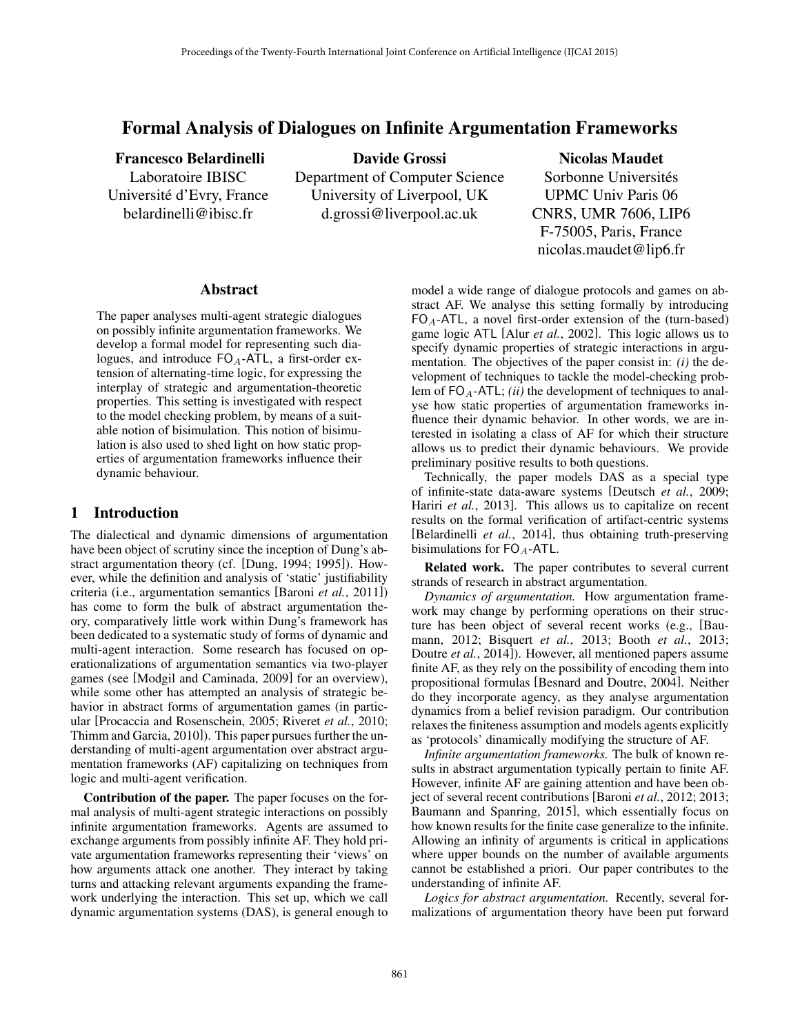# Formal Analysis of Dialogues on Infinite Argumentation Frameworks

**Francesco Belardinelli**
Laboratoire IBISC
Université d'Evry, France
belardinelli@ibisc.fr

**Davide Grossi**
Department of Computer Science
University of Liverpool, UK
d.grossi@liverpool.ac.uk

**Nicolas Maudet**
Sorbonne Universités
UPMC Univ Paris 06
CNRS, UMR 7606, LIP6
F-75005, Paris, France
nicolas.maudet@lip6.fr

## Abstract

The paper analyses multi-agent strategic dialogues on possibly infinite argumentation frameworks. We develop a formal model for representing such dialogues, and introduce $\mathsf{FO}_A$-$\mathsf{ATL}$, a first-order extension of alternating-time logic, for expressing the interplay of strategic and argumentation-theoretic properties. This setting is investigated with respect to the model checking problem, by means of a suitable notion of bisimulation. This notion of bisimulation is also used to shed light on how static properties of argumentation frameworks influence their dynamic behaviour.

## 1 Introduction

The dialectical and dynamic dimensions of argumentation have been object of scrutiny since the inception of Dung's abstract argumentation theory (cf. [Dung, 1994; 1995]). However, while the definition and analysis of 'static' justifiability criteria (i.e., argumentation semantics [Baroni *et al.*, 2011]) has come to form the bulk of abstract argumentation theory, comparatively little work within Dung's framework has been dedicated to a systematic study of forms of dynamic and multi-agent interaction. Some research has focused on operationalizations of argumentation semantics via two-player games (see [Modgil and Caminada, 2009] for an overview), while some other has attempted an analysis of strategic behavior in abstract forms of argumentation games (in particular [Procaccia and Rosenschein, 2005; Riveret *et al.*, 2010; Thimm and Garcia, 2010]). This paper pursues further the understanding of multi-agent argumentation over abstract argumentation frameworks (AF) capitalizing on techniques from logic and multi-agent verification.

**Contribution of the paper.** The paper focuses on the formal analysis of multi-agent strategic interactions on possibly infinite argumentation frameworks. Agents are assumed to exchange arguments from possibly infinite AF. They hold private argumentation frameworks representing their 'views' on how arguments attack one another. They interact by taking turns and attacking relevant arguments expanding the framework underlying the interaction. This set up, which we call dynamic argumentation systems (DAS), is general enough to model a wide range of dialogue protocols and games on abstract AF. We analyse this setting formally by introducing $\mathsf{FO}_A$-$\mathsf{ATL}$, a novel first-order extension of the (turn-based) game logic $\mathsf{ATL}$ [Alur *et al.*, 2002]. This logic allows us to specify dynamic properties of strategic interactions in argumentation. The objectives of the paper consist in: *(i)* the development of techniques to tackle the model-checking problem of $\mathsf{FO}_A$-$\mathsf{ATL}$; *(ii)* the development of techniques to analyse how static properties of argumentation frameworks influence their dynamic behavior. In other words, we are interested in isolating a class of AF for which their structure allows us to predict their dynamic behaviours. We provide preliminary positive results to both questions.

Technically, the paper models DAS as a special type of infinite-state data-aware systems [Deutsch *et al.*, 2009; Hariri *et al.*, 2013]. This allows us to capitalize on recent results on the formal verification of artifact-centric systems [Belardinelli *et al.*, 2014], thus obtaining truth-preserving bisimulations for $\mathsf{FO}_A$-$\mathsf{ATL}$.

**Related work.** The paper contributes to several current strands of research in abstract argumentation.

*Dynamics of argumentation.* How argumentation framework may change by performing operations on their structure has been object of several recent works (e.g., [Baumann, 2012; Bisquert *et al.*, 2013; Booth *et al.*, 2013; Doutre *et al.*, 2014]). However, all mentioned papers assume finite AF, as they rely on the possibility of encoding them into propositional formulas [Besnard and Doutre, 2004]. Neither do they incorporate agency, as they analyse argumentation dynamics from a belief revision paradigm. Our contribution relaxes the finiteness assumption and models agents explicitly as 'protocols' dynamically modifying the structure of AF.

*Infinite argumentation frameworks.* The bulk of known results in abstract argumentation typically pertain to finite AF. However, infinite AF are gaining attention and have been object of several recent contributions [Baroni *et al.*, 2012; 2013; Baumann and Spanring, 2015], which essentially focus on how known results for the finite case generalize to the infinite. Allowing an infinity of arguments is critical in applications where upper bounds on the number of available arguments cannot be established a priori. Our paper contributes to the understanding of infinite AF.

*Logics for abstract argumentation.* Recently, several formalizations of argumentation theory have been put forward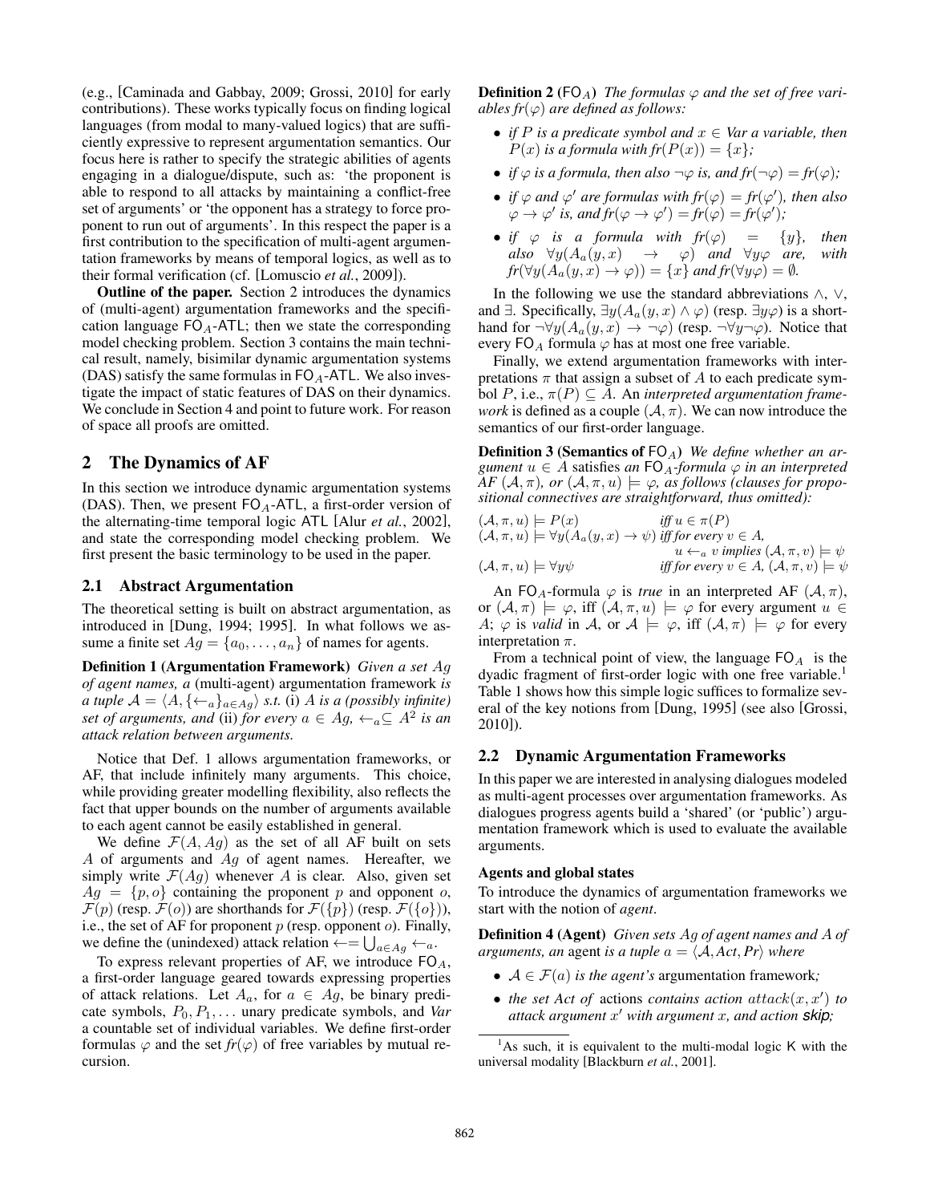(e.g., [Caminada and Gabbay, 2009; Grossi, 2010] for early contributions). These works typically focus on finding logical languages (from modal to many-valued logics) that are sufficiently expressive to represent argumentation semantics. Our focus here is rather to specify the strategic abilities of agents engaging in a dialogue/dispute, such as: 'the proponent is able to respond to all attacks by maintaining a conflict-free set of arguments' or 'the opponent has a strategy to force proponent to run out of arguments'. In this respect the paper is a first contribution to the specification of multi-agent argumentation frameworks by means of temporal logics, as well as to their formal verification (cf. [Lomuscio *et al.*, 2009]).

**Outline of the paper.** Section 2 introduces the dynamics of (multi-agent) argumentation frameworks and the specification language $\mathsf{FO}_A$-$\mathsf{ATL}$; then we state the corresponding model checking problem. Section 3 contains the main technical result, namely, bisimilar dynamic argumentation systems (DAS) satisfy the same formulas in $\mathsf{FO}_A$-$\mathsf{ATL}$. We also investigate the impact of static features of DAS on their dynamics. We conclude in Section 4 and point to future work. For reason of space all proofs are omitted.

## 2 The Dynamics of AF

In this section we introduce dynamic argumentation systems (DAS). Then, we present $\mathsf{FO}_A$-$\mathsf{ATL}$, a first-order version of the alternating-time temporal logic $\mathsf{ATL}$ [Alur *et al.*, 2002], and state the corresponding model checking problem. We first present the basic terminology to be used in the paper.

### 2.1 Abstract Argumentation

The theoretical setting is built on abstract argumentation, as introduced in [Dung, 1994; 1995]. In what follows we assume a finite set $Ag = \{a_0, \ldots, a_n\}$ of names for agents.

**Definition 1 (Argumentation Framework)** *Given a set $Ag$ of agent names, a* (multi-agent) argumentation framework *is a tuple $\mathcal{A} = \langle A, \{\leftarrow_a\}_{a \in Ag}\rangle$ s.t.* (i) *$A$ is a (possibly infinite) set of arguments, and* (ii) *for every $a \in Ag$, $\leftarrow_a \subseteq A^2$ is an attack relation between arguments.*

Notice that Def. 1 allows argumentation frameworks, or AF, that include infinitely many arguments. This choice, while providing greater modelling flexibility, also reflects the fact that upper bounds on the number of arguments available to each agent cannot be easily established in general.

We define $\mathcal{F}(A, Ag)$ as the set of all AF built on sets $A$ of arguments and $Ag$ of agent names. Hereafter, we simply write $\mathcal{F}(Ag)$ whenever $A$ is clear. Also, given set $Ag = \{p, o\}$ containing the proponent $p$ and opponent $o$, $\mathcal{F}(p)$ (resp. $\mathcal{F}(o)$) are shorthands for $\mathcal{F}(\{p\})$ (resp. $\mathcal{F}(\{o\})$), i.e., the set of AF for proponent $p$ (resp. opponent $o$). Finally, we define the (unindexed) attack relation $\leftarrow = \bigcup_{a \in Ag} \leftarrow_a$.

To express relevant properties of AF, we introduce $\mathsf{FO}_A$, a first-order language geared towards expressing properties of attack relations. Let $A_a$, for $a \in Ag$, be binary predicate symbols, $P_0, P_1, \ldots$ unary predicate symbols, and *Var* a countable set of individual variables. We define first-order formulas $\varphi$ and the set $fr(\varphi)$ of free variables by mutual recursion.

**Definition 2 ($\mathsf{FO}_A$)** *The formulas $\varphi$ and the set of free variables $fr(\varphi)$ are defined as follows:*

- *if $P$ is a predicate symbol and $x \in Var$ a variable, then $P(x)$ is a formula with $fr(P(x)) = \{x\}$;*
- *if $\varphi$ is a formula, then also $\neg\varphi$ is, and $fr(\neg\varphi) = fr(\varphi)$;*
- *if $\varphi$ and $\varphi'$ are formulas with $fr(\varphi) = fr(\varphi')$, then also $\varphi \to \varphi'$ is, and $fr(\varphi \to \varphi') = fr(\varphi) = fr(\varphi')$;*
- *if $\varphi$ is a formula with $fr(\varphi) = \{y\}$, then also $\forall y(A_a(y, x) \to \varphi)$ and $\forall y\varphi$ are, with $fr(\forall y(A_a(y, x) \to \varphi)) = \{x\}$ and $fr(\forall y\varphi) = \emptyset$.*

In the following we use the standard abbreviations $\wedge$, $\vee$, and $\exists$. Specifically, $\exists y(A_a(y, x) \wedge \varphi)$ (resp. $\exists y\varphi$) is a shorthand for $\neg\forall y(A_a(y, x) \to \neg\varphi)$ (resp. $\neg\forall y\neg\varphi$). Notice that every $\mathsf{FO}_A$ formula $\varphi$ has at most one free variable.

Finally, we extend argumentation frameworks with interpretations $\pi$ that assign a subset of $A$ to each predicate symbol $P$, i.e., $\pi(P) \subseteq A$. An *interpreted argumentation framework* is defined as a couple $(\mathcal{A}, \pi)$. We can now introduce the semantics of our first-order language.

**Definition 3 (Semantics of $\mathsf{FO}_A$)** *We define whether an argument $u \in A$* satisfies *an $\mathsf{FO}_A$-formula $\varphi$ in an interpreted AF $(\mathcal{A}, \pi)$, or $(\mathcal{A}, \pi, u) \models \varphi$, as follows (clauses for propositional connectives are straightforward, thus omitted):*

$(\mathcal{A}, \pi, u) \models P(x)$ *iff* $u \in \pi(P)$

$(\mathcal{A}, \pi, u) \models \forall y(A_a(y, x) \to \psi)$ *iff for every* $v \in A$, $u \leftarrow_a v$ *implies* $(\mathcal{A}, \pi, v) \models \psi$

$(\mathcal{A}, \pi, u) \models \forall y\psi$ *iff for every* $v \in A$, $(\mathcal{A}, \pi, v) \models \psi$

An $\mathsf{FO}_A$-formula $\varphi$ is *true* in an interpreted AF $(\mathcal{A}, \pi)$, or $(\mathcal{A}, \pi) \models \varphi$, iff $(\mathcal{A}, \pi, u) \models \varphi$ for every argument $u \in A$; $\varphi$ is *valid* in $\mathcal{A}$, or $\mathcal{A} \models \varphi$, iff $(\mathcal{A}, \pi) \models \varphi$ for every interpretation $\pi$.

From a technical point of view, the language $\mathsf{FO}_A$ is the dyadic fragment of first-order logic with one free variable.[1] Table 1 shows how this simple logic suffices to formalize several of the key notions from [Dung, 1995] (see also [Grossi, 2010]).

### 2.2 Dynamic Argumentation Frameworks

In this paper we are interested in analysing dialogues modeled as multi-agent processes over argumentation frameworks. As dialogues progress agents build a 'shared' (or 'public') argumentation framework which is used to evaluate the available arguments.

#### Agents and global states

To introduce the dynamics of argumentation frameworks we start with the notion of *agent*.

**Definition 4 (Agent)** *Given sets $Ag$ of agent names and $A$ of arguments, an* agent *is a tuple $a = \langle \mathcal{A}, Act, Pr\rangle$ where*

- *$\mathcal{A} \in \mathcal{F}(a)$ is the agent's* argumentation framework*;*
- *the set $Act$ of* actions *contains action $attack(x, x')$ to attack argument $x'$ with argument $x$, and action **skip**;*

[1] As such, it is equivalent to the multi-modal logic $\mathsf{K}$ with the universal modality [Blackburn *et al.*, 2001].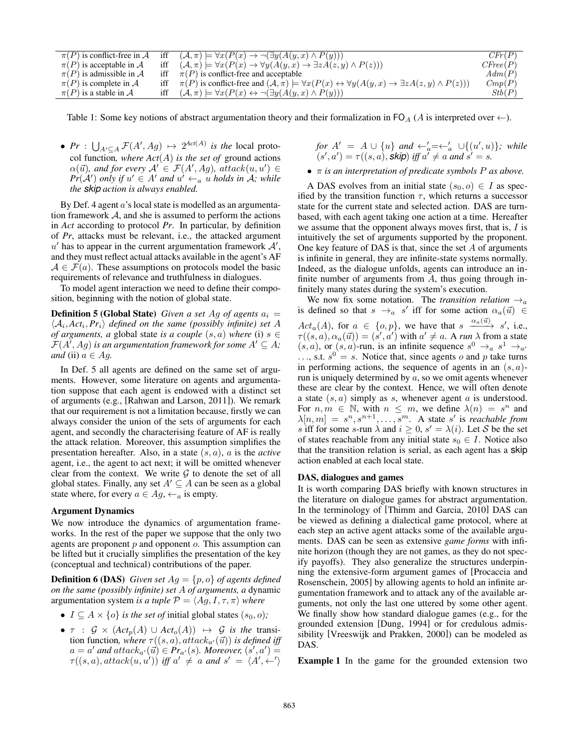| | | | |
|---|---|---|---|
| $\pi(P)$ is conflict-free in $\mathcal{A}$ | iff | $(\mathcal{A}, \pi) \models \forall x(P(x) \rightarrow \neg(\exists y(A(y,x) \wedge P(y))))$ | $CFr(P)$ |
| $\pi(P)$ is acceptable in $\mathcal{A}$ | iff | $(\mathcal{A}, \pi) \models \forall x(P(x) \rightarrow \forall y(A(y,x) \rightarrow \exists z A(z,y) \wedge P(z)))$ | $CFree(P)$ |
| $\pi(P)$ is admissible in $\mathcal{A}$ | iff | $\pi(P)$ is conflict-free and acceptable | $Adm(P)$ |
| $\pi(P)$ is complete in $\mathcal{A}$ | iff | $\pi(P)$ is conflict-free and $(\mathcal{A}, \pi) \models \forall x(P(x) \leftrightarrow \forall y(A(y,x) \rightarrow \exists z A(z,y) \wedge P(z)))$ | $Cmp(P)$ |
| $\pi(P)$ is a stable in $\mathcal{A}$ | iff | $(\mathcal{A}, \pi) \models \forall x(P(x) \leftrightarrow \neg(\exists y(A(y,x) \wedge P(y))))$ | $Stb(P)$ |

Table 1: Some key notions of abstract argumentation theory and their formalization in $\mathsf{FO}_A$ ($A$ is interpreted over $\leftarrow$).

- *Pr* : $\bigcup_{A' \subseteq A} \mathcal{F}(A', Ag) \mapsto 2^{Act(A)}$ *is the* local protocol function*, where* $Act(A)$ *is the set of* ground actions $\alpha(\vec{u})$*, and for every* $\mathcal{A}' \in \mathcal{F}(A', Ag)$*,* $attack(u, u') \in Pr(\mathcal{A}')$ *only if* $u' \in A'$ *and* $u' \leftarrow_a u$ *holds in* $\mathcal{A}$*; while the* skip *action is always enabled.*

By Def. 4 agent $a$'s local state is modelled as an argumentation framework $\mathcal{A}$, and she is assumed to perform the actions in *Act* according to protocol *Pr*. In particular, by definition of *Pr*, attacks must be relevant, i.e., the attacked argument $u'$ has to appear in the current argumentation framework $\mathcal{A}'$, and they must reflect actual attacks available in the agent's AF $\mathcal{A} \in \mathcal{F}(a)$. These assumptions on protocols model the basic requirements of relevance and truthfulness in dialogues.

To model agent interaction we need to define their composition, beginning with the notion of global state.

**Definition 5 (Global State)** *Given a set* $Ag$ *of agents* $a_i = \langle \mathcal{A}_i, Act_i, Pr_i \rangle$ *defined on the same (possibly infinite) set* $A$ *of arguments, a* global state *is a couple* $(s, a)$ *where* (i) $s \in \mathcal{F}(A', Ag)$ *is an argumentation framework for some* $A' \subseteq A$*; and* (ii) $a \in Ag$.

In Def. 5 all agents are defined on the same set of arguments. However, some literature on agents and argumentation suppose that each agent is endowed with a distinct set of arguments (e.g., [Rahwan and Larson, 2011]). We remark that our requirement is not a limitation because, firstly we can always consider the union of the sets of arguments for each agent, and secondly the characterising feature of AF is really the attack relation. Moreover, this assumption simplifies the presentation hereafter. Also, in a state $(s, a)$, $a$ is the *active* agent, i.e., the agent to act next; it will be omitted whenever clear from the context. We write $\mathcal{G}$ to denote the set of all global states. Finally, any set $A' \subseteq A$ can be seen as a global state where, for every $a \in Ag$, $\leftarrow_a$ is empty.

### Argument Dynamics

We now introduce the dynamics of argumentation frameworks. In the rest of the paper we suppose that the only two agents are proponent $p$ and opponent $o$. This assumption can be lifted but it crucially simplifies the presentation of the key (conceptual and technical) contributions of the paper.

**Definition 6 (DAS)** *Given set* $Ag = \{p, o\}$ *of agents defined on the same (possibly infinite) set* $A$ *of arguments, a* dynamic argumentation system *is a tuple* $\mathcal{P} = \langle Ag, I, \tau, \pi \rangle$ *where*

- $I \subseteq A \times \{o\}$ *is the set of* initial global states $(s_0, o)$*;*
- $\tau$ : $\mathcal{G} \times (Act_p(A) \cup Act_o(A)) \mapsto \mathcal{G}$ *is the* transition function*, where* $\tau((s, a), attack_{a'}(\vec{u}))$ *is defined iff* $a = a'$ *and* $attack_{a'}(\vec{u}) \in Pr_{a'}(s)$*. Moreover,* $(s', a') = \tau((s, a), attack(u, u'))$ *iff* $a' \neq a$ *and* $s' = \langle A', \leftarrow' \rangle$ *for* $A' = A \cup \{u\}$ *and* $\leftarrow'_a = \leftarrow'_a \cup \{(u', u)\}$*; while* $(s', a') = \tau((s, a), \textsf{skip})$ *iff* $a' \neq a$ *and* $s' = s$.
- $\pi$ *is an interpretation of predicate symbols* $P$ *as above.*

A DAS evolves from an initial state $(s_0, o) \in I$ as specified by the transition function $\tau$, which returns a successor state for the current state and selected action. DAS are turn-based, with each agent taking one action at a time. Hereafter we assume that the opponent always moves first, that is, $I$ is intuitively the set of arguments supported by the proponent. One key feature of DAS is that, since the set $A$ of arguments is infinite in general, they are infinite-state systems normally. Indeed, as the dialogue unfolds, agents can introduce an infinite number of arguments from $A$, thus going through infinitely many states during the system's execution.

We now fix some notation. The *transition relation* $\rightarrow_a$ is defined so that $s \rightarrow_a s'$ iff for some action $\alpha_a(\vec{u}) \in Act_a(A)$, for $a \in \{o, p\}$, we have that $s \xrightarrow{\alpha_a(\vec{u})} s'$, i.e., $\tau((s, a), \alpha_a(\vec{u})) = (s', a')$ with $a' \neq a$. A *run* $\lambda$ from a state $(s, a)$, or $(s, a)$-run, is an infinite sequence $s^0 \rightarrow_a s^1 \rightarrow_{a'} \ldots$, s.t. $s^0 = s$. Notice that, since agents $o$ and $p$ take turns in performing actions, the sequence of agents in an $(s, a)$-run is uniquely determined by $a$, so we omit agents whenever these are clear by the context. Hence, we will often denote a state $(s, a)$ simply as $s$, whenever agent $a$ is understood. For $n, m \in \mathbb{N}$, with $n \leq m$, we define $\lambda(n) = s^n$ and $\lambda[n, m] = s^n, s^{n+1}, \ldots, s^m$. A state $s'$ is *reachable from* $s$ iff for some $s$-run $\lambda$ and $i \geq 0$, $s' = \lambda(i)$. Let $\mathcal{S}$ be the set of states reachable from any initial state $s_0 \in I$. Notice also that the transition relation is serial, as each agent has a skip action enabled at each local state.

### DAS, dialogues and games

It is worth comparing DAS briefly with known structures in the literature on dialogue games for abstract argumentation. In the terminology of [Thimm and Garcia, 2010] DAS can be viewed as defining a dialectical game protocol, where at each step an active agent attacks some of the available arguments. DAS can be seen as extensive *game forms* with infinite horizon (though they are not games, as they do not specify payoffs). They also generalize the structures underpinning the extensive-form argument games of [Procaccia and Rosenschein, 2005] by allowing agents to hold an infinite argumentation framework and to attack any of the available arguments, not only the last one uttered by some other agent. We finally show how standard dialogue games (e.g., for the grounded extension [Dung, 1994] or for credulous admissibility [Vreeswijk and Prakken, 2000]) can be modeled as DAS.

**Example 1** In the game for the grounded extension two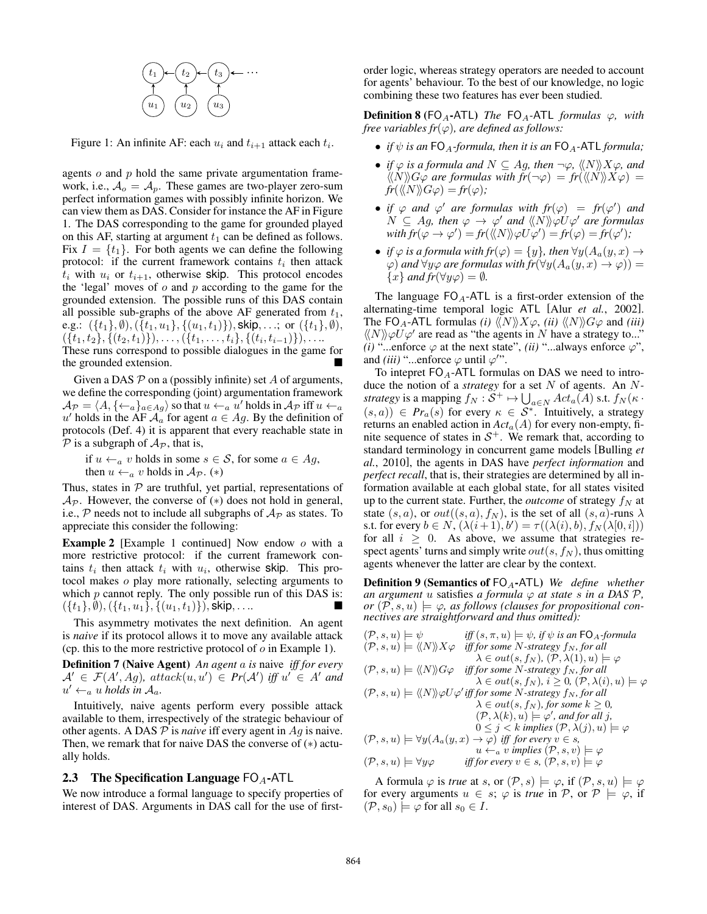Figure 1: An infinite AF: each $u_i$ and $t_{i+1}$ attack each $t_i$.

agents $o$ and $p$ hold the same private argumentation framework, i.e., $\mathcal{A}_o = \mathcal{A}_p$. These games are two-player zero-sum perfect information games with possibly infinite horizon. We can view them as DAS. Consider for instance the AF in Figure 1. The DAS corresponding to the game for grounded played on this AF, starting at argument $t_1$ can be defined as follows. Fix $I = \{t_1\}$. For both agents we can define the following protocol: if the current framework contains $t_i$ then attack $t_i$ with $u_i$ or $t_{i+1}$, otherwise skip. This protocol encodes the 'legal' moves of $o$ and $p$ according to the game for the grounded extension. The possible runs of this DAS contain all possible sub-graphs of the above AF generated from $t_1$, e.g.: $(\{t_1\}, \emptyset), (\{t_1, u_1\}, \{(u_1, t_1)\})$, skip, ...; or $(\{t_1\}, \emptyset)$, $(\{t_1, t_2\}, \{(t_2, t_1)\}), \ldots, (\{t_1, \ldots, t_i\}, \{(t_i, t_{i-1})\}), \ldots$. These runs correspond to possible dialogues in the game for the grounded extension. ■

Given a DAS $\mathcal{P}$ on a (possibly infinite) set $A$ of arguments, we define the corresponding (joint) argumentation framework $\mathcal{A}_\mathcal{P} = \langle A, \{\leftarrow_a\}_{a \in Ag}\rangle$ so that $u \leftarrow_a u'$ holds in $\mathcal{A}_\mathcal{P}$ iff $u \leftarrow_a u'$ holds in the AF $\mathcal{A}_a$ for agent $a \in Ag$. By the definition of protocols (Def. 4) it is apparent that every reachable state in $\mathcal{P}$ is a subgraph of $\mathcal{A}_\mathcal{P}$, that is,

> if $u \leftarrow_a v$ holds in some $s \in \mathcal{S}$, for some $a \in Ag$, then $u \leftarrow_a v$ holds in $\mathcal{A}_\mathcal{P}$. (∗)

Thus, states in $\mathcal{P}$ are truthful, yet partial, representations of $\mathcal{A}_\mathcal{P}$. However, the converse of (∗) does not hold in general, i.e., $\mathcal{P}$ needs not to include all subgraphs of $\mathcal{A}_\mathcal{P}$ as states. To appreciate this consider the following:

**Example 2** [Example 1 continued] Now endow $o$ with a more restrictive protocol: if the current framework contains $t_i$ then attack $t_i$ with $u_i$, otherwise skip. This protocol makes $o$ play more rationally, selecting arguments to which $p$ cannot reply. The only possible run of this DAS is: $(\{t_1\}, \emptyset), (\{t_1, u_1\}, \{(u_1, t_1)\})$, skip, .... ■

This asymmetry motivates the next definition. An agent is *naive* if its protocol allows it to move any available attack (cp. this to the more restrictive protocol of $o$ in Example 1).

**Definition 7 (Naive Agent)** *An agent $a$ is* naive *iff for every $\mathcal{A}' \in \mathcal{F}(A', Ag)$, $attack(u, u') \in Pr(\mathcal{A}')$ iff $u' \in A'$ and $u' \leftarrow_a u$ holds in $\mathcal{A}_a$.*

Intuitively, naive agents perform every possible attack available to them, irrespectively of the strategic behaviour of other agents. A DAS $\mathcal{P}$ is *naive* iff every agent in $Ag$ is naive. Then, we remark that for naive DAS the converse of (∗) actually holds.

## 2.3 The Specification Language FO$_A$-ATL

We now introduce a formal language to specify properties of interest of DAS. Arguments in DAS call for the use of first-order logic, whereas strategy operators are needed to account for agents' behaviour. To the best of our knowledge, no logic combining these two features has ever been studied.

**Definition 8 (FO$_A$-ATL)** *The* FO$_A$-ATL *formulas $\varphi$, with free variables $fr(\varphi)$, are defined as follows:*

- *if $\psi$ is an FO$_A$-formula, then it is an FO$_A$-ATL formula;*
- *if $\varphi$ is a formula and $N \subseteq Ag$, then $\neg\varphi$, $\langle\langle N\rangle\rangle X\varphi$, and $\langle\langle N\rangle\rangle G\varphi$ are formulas with $fr(\neg\varphi) = fr(\langle\langle N\rangle\rangle X\varphi) = fr(\langle\langle N\rangle\rangle G\varphi) = fr(\varphi)$;*
- *if $\varphi$ and $\varphi'$ are formulas with $fr(\varphi) = fr(\varphi')$ and $N \subseteq Ag$, then $\varphi \rightarrow \varphi'$ and $\langle\langle N\rangle\rangle \varphi U \varphi'$ are formulas with $fr(\varphi \rightarrow \varphi') = fr(\langle\langle N\rangle\rangle \varphi U \varphi') = fr(\varphi) = fr(\varphi')$;*
- *if $\varphi$ is a formula with $fr(\varphi) = \{y\}$, then $\forall y(A_a(y,x) \rightarrow \varphi)$ and $\forall y \varphi$ are formulas with $fr(\forall y(A_a(y,x) \rightarrow \varphi)) = \{x\}$ and $fr(\forall y \varphi) = \emptyset$.*

The language FO$_A$-ATL is a first-order extension of the alternating-time temporal logic ATL [Alur *et al.*, 2002]. The FO$_A$-ATL formulas *(i)* $\langle\langle N\rangle\rangle X\varphi$, *(ii)* $\langle\langle N\rangle\rangle G\varphi$ and *(iii)* $\langle\langle N\rangle\rangle \varphi U \varphi'$ are read as "the agents in $N$ have a strategy to..." *(i)* "...enforce $\varphi$ at the next state", *(ii)* "...always enforce $\varphi$", and *(iii)* "...enforce $\varphi$ until $\varphi'$".

To intepret FO$_A$-ATL formulas on DAS we need to introduce the notion of a *strategy* for a set $N$ of agents. An $N$-*strategy* is a mapping $f_N : \mathcal{S}^+ \mapsto \bigcup_{a \in N} Act_a(A)$ s.t. $f_N(\kappa \cdot (s, a)) \in Pr_a(s)$ for every $\kappa \in \mathcal{S}^*$. Intuitively, a strategy returns an enabled action in $Act_a(A)$ for every non-empty, finite sequence of states in $\mathcal{S}^+$. We remark that, according to standard terminology in concurrent game models [Bulling *et al.*, 2010], the agents in DAS have *perfect information* and *perfect recall*, that is, their strategies are determined by all information available at each global state, for all states visited up to the current state. Further, the *outcome* of strategy $f_N$ at state $(s, a)$, or $out((s, a), f_N)$, is the set of all $(s, a)$-runs $\lambda$ s.t. for every $b \in N$, $(\lambda(i+1), b') = \tau((\lambda(i), b), f_N(\lambda[0, i]))$ for all $i \geq 0$. As above, we assume that strategies respect agents' turns and simply write $out(s, f_N)$, thus omitting agents whenever the latter are clear by the context.

**Definition 9 (Semantics of FO$_A$-ATL)** *We define whether an argument $u$ satisfies a formula $\varphi$ at state $s$ in a DAS $\mathcal{P}$, or $(\mathcal{P}, s, u) \models \varphi$, as follows (clauses for propositional connectives are straightforward and thus omitted):*

- $(\mathcal{P}, s, u) \models \psi$ *iff $(s, \pi, u) \models \psi$, if $\psi$ is an FO$_A$-formula*
- $(\mathcal{P}, s, u) \models \langle\langle N\rangle\rangle X\varphi$ *iff for some $N$-strategy $f_N$, for all $\lambda \in out(s, f_N)$, $(\mathcal{P}, \lambda(1), u) \models \varphi$*
- $(\mathcal{P}, s, u) \models \langle\langle N\rangle\rangle G\varphi$ *iff for some $N$-strategy $f_N$, for all $\lambda \in out(s, f_N)$, $i \geq 0$, $(\mathcal{P}, \lambda(i), u) \models \varphi$*
- $(\mathcal{P}, s, u) \models \langle\langle N\rangle\rangle \varphi U \varphi'$ *iff for some $N$-strategy $f_N$, for all $\lambda \in out(s, f_N)$, for some $k \geq 0$, $(\mathcal{P}, \lambda(k), u) \models \varphi'$, and for all $j$, $0 \leq j < k$ implies $(\mathcal{P}, \lambda(j), u) \models \varphi$*
- $(\mathcal{P}, s, u) \models \forall y(A_a(y, x) \rightarrow \varphi)$ *iff for every $v \in s$, $u \leftarrow_a v$ implies $(\mathcal{P}, s, v) \models \varphi$*
- $(\mathcal{P}, s, u) \models \forall y \varphi$ *iff for every $v \in s$, $(\mathcal{P}, s, v) \models \varphi$*

A formula $\varphi$ is *true* at $s$, or $(\mathcal{P}, s) \models \varphi$, if $(\mathcal{P}, s, u) \models \varphi$ for every arguments $u \in s$; $\varphi$ is *true* in $\mathcal{P}$, or $\mathcal{P} \models \varphi$, if $(\mathcal{P}, s_0) \models \varphi$ for all $s_0 \in I$.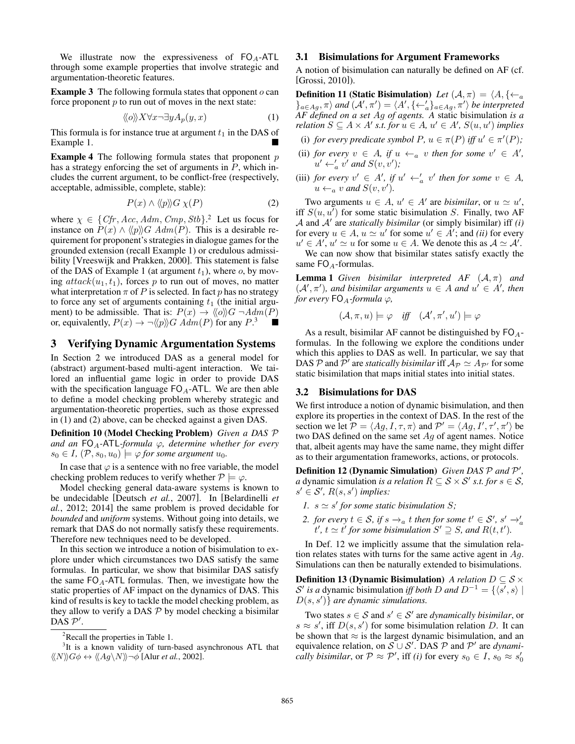We illustrate now the expressiveness of $\mathsf{FO}_A$-$\mathsf{ATL}$ through some example properties that involve strategic and argumentation-theoretic features.

**Example 3** The following formula states that opponent $o$ can force proponent $p$ to run out of moves in the next state:

$$\langle\langle o \rangle\rangle X \forall x \neg \exists y A_p(y, x) \quad (1)$$

This formula is for instance true at argument $t_1$ in the DAS of Example 1. ■

**Example 4** The following formula states that proponent $p$ has a strategy enforcing the set of arguments in $P$, which includes the current argument, to be conflict-free (respectively, acceptable, admissible, complete, stable):

$$P(x) \wedge \langle\langle p \rangle\rangle G\, \chi(P) \quad (2)$$

where $\chi \in \{Cfr, Acc, Adm, Cmp, Stb\}$.[2] Let us focus for instance on $P(x) \wedge \langle\langle p \rangle\rangle G\ Adm(P)$. This is a desirable requirement for proponent's strategies in dialogue games for the grounded extension (recall Example 1) or credulous admissibility [Vreeswijk and Prakken, 2000]. This statement is false of the DAS of Example 1 (at argument $t_1$), where $o$, by moving $attack(u_1, t_1)$, forces $p$ to run out of moves, no matter what interpretation $\pi$ of $P$ is selected. In fact $p$ has no strategy to force any set of arguments containing $t_1$ (the initial argument) to be admissible. That is: $P(x) \rightarrow \langle\langle o \rangle\rangle G\ \neg Adm(P)$ or, equivalently, $P(x) \rightarrow \neg\langle\langle p \rangle\rangle G\ Adm(P)$ for any $P$.[3] ■

## 3 Verifying Dynamic Argumentation Systems

In Section 2 we introduced DAS as a general model for (abstract) argument-based multi-agent interaction. We tailored an influential game logic in order to provide DAS with the specification language $\mathsf{FO}_A$-$\mathsf{ATL}$. We are then able to define a model checking problem whereby strategic and argumentation-theoretic properties, such as those expressed in (1) and (2) above, can be checked against a given DAS.

**Definition 10 (Model Checking Problem)** *Given a DAS $\mathcal{P}$ and an $\mathsf{FO}_A$-$\mathsf{ATL}$-formula $\varphi$, determine whether for every $s_0 \in I$, $(\mathcal{P}, s_0, u_0) \models \varphi$ for some argument $u_0$.*

In case that $\varphi$ is a sentence with no free variable, the model checking problem reduces to verify whether $\mathcal{P} \models \varphi$.

Model checking general data-aware systems is known to be undecidable [Deutsch *et al.*, 2007]. In [Belardinelli *et al.*, 2012; 2014] the same problem is proved decidable for *bounded* and *uniform* systems. Without going into details, we remark that DAS do not normally satisfy these requirements. Therefore new techniques need to be developed.

In this section we introduce a notion of bisimulation to explore under which circumstances two DAS satisfy the same formulas. In particular, we show that bisimilar DAS satisfy the same $\mathsf{FO}_A$-$\mathsf{ATL}$ formulas. Then, we investigate how the static properties of AF impact on the dynamics of DAS. This kind of results is key to tackle the model checking problem, as they allow to verify a DAS $\mathcal{P}$ by model checking a bisimilar DAS $\mathcal{P}'$.

[2] Recall the properties in Table 1.

[3] It is a known validity of turn-based asynchronous ATL that $\langle\langle N \rangle\rangle G\phi \leftrightarrow \langle\langle Ag \backslash N \rangle\rangle \neg\phi$ [Alur *et al.*, 2002].

### 3.1 Bisimulations for Argument Frameworks

A notion of bisimulation can naturally be defined on AF (cf. [Grossi, 2010]).

**Definition 11 (Static Bisimulation)** *Let $(\mathcal{A}, \pi) = \langle A, \{\leftarrow_a\}_{a \in Ag}, \pi \rangle$ and $(\mathcal{A}', \pi') = \langle A', \{\leftarrow'_a\}_{a \in Ag}, \pi' \rangle$ be interpreted AF defined on a set $Ag$ of agents. A* static bisimulation *is a relation $S \subseteq A \times A'$ s.t. for $u \in A$, $u' \in A'$, $S(u, u')$ implies*

- (i) *for every predicate symbol $P$, $u \in \pi(P)$ iff $u' \in \pi'(P)$;*
- (ii) *for every $v \in A$, if $u \leftarrow_a v$ then for some $v' \in A'$, $u' \leftarrow'_a v'$ and $S(v, v')$;*
- (iii) *for every $v' \in A'$, if $u' \leftarrow'_a v'$ then for some $v \in A$, $u \leftarrow_a v$ and $S(v, v')$.*

Two arguments $u \in A$, $u' \in A'$ are *bisimilar*, or $u \simeq u'$, iff $S(u, u')$ for some static bisimulation $S$. Finally, two AF $\mathcal{A}$ and $\mathcal{A}'$ are *statically bisimilar* (or simply bisimilar) iff *(i)* for every $u \in A$, $u \simeq u'$ for some $u' \in A'$; and *(ii)* for every $u' \in A'$, $u' \simeq u$ for some $u \in A$. We denote this as $\mathcal{A} \simeq \mathcal{A}'$.

We can now show that bisimilar states satisfy exactly the same $\mathsf{FO}_A$-formulas.

**Lemma 1** *Given bisimilar interpreted AF $(\mathcal{A}, \pi)$ and $(\mathcal{A}', \pi')$, and bisimilar arguments $u \in A$ and $u' \in A'$, then for every $\mathsf{FO}_A$-formula $\varphi$,*

$$(\mathcal{A}, \pi, u) \models \varphi \quad \textit{iff} \quad (\mathcal{A}', \pi', u') \models \varphi$$

As a result, bisimilar AF cannot be distinguished by $\mathsf{FO}_A$-formulas. In the following we explore the conditions under which this applies to DAS as well. In particular, we say that DAS $\mathcal{P}$ and $\mathcal{P}'$ are *statically bisimilar* iff $\mathcal{A}_{\mathcal{P}} \simeq A_{\mathcal{P}'}$ for some static bisimulation that maps initial states into initial states.

### 3.2 Bisimulations for DAS

We first introduce a notion of dynamic bisimulation, and then explore its properties in the context of DAS. In the rest of the section we let $\mathcal{P} = \langle Ag, I, \tau, \pi \rangle$ and $\mathcal{P}' = \langle Ag, I', \tau', \pi' \rangle$ be two DAS defined on the same set $Ag$ of agent names. Notice that, albeit agents may have the same name, they might differ as to their argumentation frameworks, actions, or protocols.

**Definition 12 (Dynamic Simulation)** *Given DAS $\mathcal{P}$ and $\mathcal{P}'$, a* dynamic simulation *is a relation $R \subseteq \mathcal{S} \times \mathcal{S}'$ s.t. for $s \in \mathcal{S}$, $s' \in \mathcal{S}'$, $R(s, s')$ implies:*

1. *$s \simeq s'$ for some static bisimulation $S$;*
2. *for every $t \in \mathcal{S}$, if $s \rightarrow_a t$ then for some $t' \in \mathcal{S}'$, $s' \rightarrow'_a t'$, $t \simeq t'$ for some bisimulation $S' \supseteq S$, and $R(t, t')$.*

In Def. 12 we implicitly assume that the simulation relation relates states with turns for the same active agent in $Ag$. Simulations can then be naturally extended to bisimulations.

**Definition 13 (Dynamic Bisimulation)** *A relation $D \subseteq \mathcal{S} \times \mathcal{S}'$ is a* dynamic bisimulation *iff both $D$ and $D^{-1} = \{\langle s', s \rangle \mid D(s, s')\}$ are dynamic simulations.*

Two states $s \in \mathcal{S}$ and $s' \in \mathcal{S}'$ are *dynamically bisimilar*, or $s \approx s'$, iff $D(s, s')$ for some bisimulation relation $D$. It can be shown that $\approx$ is the largest dynamic bisimulation, and an equivalence relation, on $\mathcal{S} \cup \mathcal{S}'$. DAS $\mathcal{P}$ and $\mathcal{P}'$ are *dynamically bisimilar*, or $\mathcal{P} \approx \mathcal{P}'$, iff *(i)* for every $s_0 \in I$, $s_0 \approx s'_0$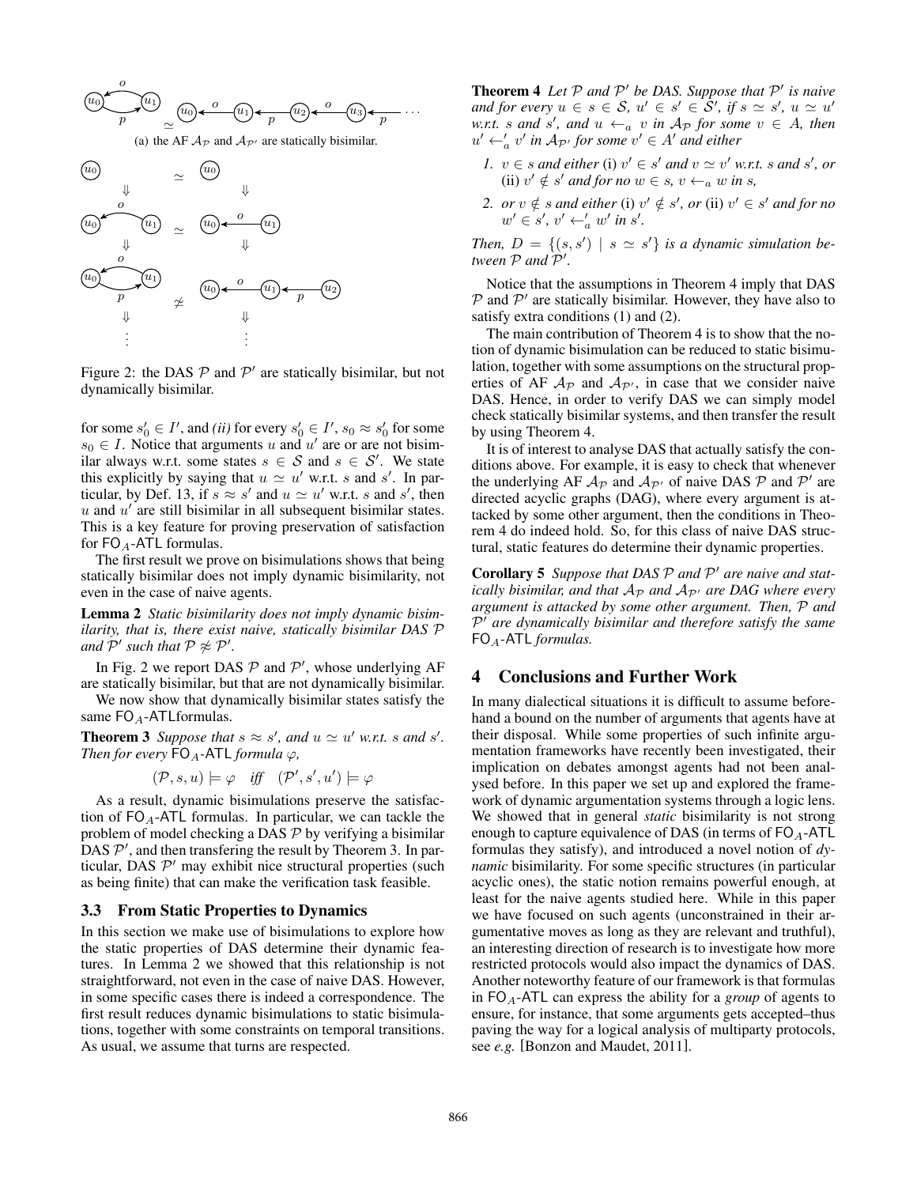(a) the AF $\mathcal{A}_\mathcal{P}$ and $\mathcal{A}_{\mathcal{P}'}$ are statically bisimilar.

Figure 2: the DAS $\mathcal{P}$ and $\mathcal{P}'$ are statically bisimilar, but not dynamically bisimilar.

for some $s'_0 \in I'$, and *(ii)* for every $s'_0 \in I'$, $s_0 \approx s'_0$ for some $s_0 \in I$. Notice that arguments $u$ and $u'$ are or are not bisimilar always w.r.t. some states $s \in \mathcal{S}$ and $s \in \mathcal{S}'$. We state this explicitly by saying that $u \simeq u'$ w.r.t. $s$ and $s'$. In particular, by Def. 13, if $s \approx s'$ and $u \simeq u'$ w.r.t. $s$ and $s'$, then $u$ and $u'$ are still bisimilar in all subsequent bisimilar states. This is a key feature for proving preservation of satisfaction for $\mathsf{FO}_A$-$\mathsf{ATL}$ formulas.

The first result we prove on bisimulations shows that being statically bisimilar does not imply dynamic bisimilarity, not even in the case of naive agents.

**Lemma 2** *Static bisimilarity does not imply dynamic bisimilarity, that is, there exist naive, statically bisimilar DAS $\mathcal{P}$ and $\mathcal{P}'$ such that $\mathcal{P} \not\approx \mathcal{P}'$.*

In Fig. 2 we report DAS $\mathcal{P}$ and $\mathcal{P}'$, whose underlying AF are statically bisimilar, but that are not dynamically bisimilar.

We now show that dynamically bisimilar states satisfy the same $\mathsf{FO}_A$-$\mathsf{ATL}$formulas.

**Theorem 3** *Suppose that $s \approx s'$, and $u \simeq u'$ w.r.t. $s$ and $s'$. Then for every $\mathsf{FO}_A$-$\mathsf{ATL}$ formula $\varphi$,*

$$(\mathcal{P}, s, u) \models \varphi \quad \textit{iff} \quad (\mathcal{P}', s', u') \models \varphi$$

As a result, dynamic bisimulations preserve the satisfaction of $\mathsf{FO}_A$-$\mathsf{ATL}$ formulas. In particular, we can tackle the problem of model checking a DAS $\mathcal{P}$ by verifying a bisimilar DAS $\mathcal{P}'$, and then transfering the result by Theorem 3. In particular, DAS $\mathcal{P}'$ may exhibit nice structural properties (such as being finite) that can make the verification task feasible.

### 3.3 From Static Properties to Dynamics

In this section we make use of bisimulations to explore how the static properties of DAS determine their dynamic features. In Lemma 2 we showed that this relationship is not straightforward, not even in the case of naive DAS. However, in some specific cases there is indeed a correspondence. The first result reduces dynamic bisimulations to static bisimulations, together with some constraints on temporal transitions. As usual, we assume that turns are respected.

**Theorem 4** *Let $\mathcal{P}$ and $\mathcal{P}'$ be DAS. Suppose that $\mathcal{P}'$ is naive and for every $u \in s \in \mathcal{S}$, $u' \in s' \in \mathcal{S}'$, if $s \simeq s'$, $u \simeq u'$ w.r.t. $s$ and $s'$, and $u \leftarrow_a v$ in $\mathcal{A}_\mathcal{P}$ for some $v \in A$, then $u' \leftarrow'_a v'$ in $\mathcal{A}_{\mathcal{P}'}$ for some $v' \in A'$ and either*

1. *$v \in s$ and either* (i) *$v' \in s'$ and $v \simeq v'$ w.r.t. $s$ and $s'$, or* (ii) *$v' \notin s'$ and for no $w \in s$, $v \leftarrow_a w$ in $s$,*
2. *or $v \notin s$ and either* (i) *$v' \notin s'$, or* (ii) *$v' \in s'$ and for no $w' \in s'$, $v' \leftarrow'_a w'$ in $s'$.*

*Then, $D = \{(s, s') \mid s \simeq s'\}$ is a dynamic simulation between $\mathcal{P}$ and $\mathcal{P}'$.*

Notice that the assumptions in Theorem 4 imply that DAS $\mathcal{P}$ and $\mathcal{P}'$ are statically bisimilar. However, they have also to satisfy extra conditions (1) and (2).

The main contribution of Theorem 4 is to show that the notion of dynamic bisimulation can be reduced to static bisimulation, together with some assumptions on the structural properties of AF $\mathcal{A}_\mathcal{P}$ and $\mathcal{A}_{\mathcal{P}'}$, in case that we consider naive DAS. Hence, in order to verify DAS we can simply model check statically bisimilar systems, and then transfer the result by using Theorem 4.

It is of interest to analyse DAS that actually satisfy the conditions above. For example, it is easy to check that whenever the underlying AF $\mathcal{A}_\mathcal{P}$ and $\mathcal{A}_{\mathcal{P}'}$ of naive DAS $\mathcal{P}$ and $\mathcal{P}'$ are directed acyclic graphs (DAG), where every argument is attacked by some other argument, then the conditions in Theorem 4 do indeed hold. So, for this class of naive DAS structural, static features do determine their dynamic properties.

**Corollary 5** *Suppose that DAS $\mathcal{P}$ and $\mathcal{P}'$ are naive and statically bisimilar, and that $\mathcal{A}_\mathcal{P}$ and $\mathcal{A}_{\mathcal{P}'}$ are DAG where every argument is attacked by some other argument. Then, $\mathcal{P}$ and $\mathcal{P}'$ are dynamically bisimilar and therefore satisfy the same $\mathsf{FO}_A$-$\mathsf{ATL}$ formulas.*

## 4 Conclusions and Further Work

In many dialectical situations it is difficult to assume beforehand a bound on the number of arguments that agents have at their disposal. While some properties of such infinite argumentation frameworks have recently been investigated, their implication on debates amongst agents had not been analysed before. In this paper we set up and explored the framework of dynamic argumentation systems through a logic lens. We showed that in general *static* bisimilarity is not strong enough to capture equivalence of DAS (in terms of $\mathsf{FO}_A$-$\mathsf{ATL}$ formulas they satisfy), and introduced a novel notion of *dynamic* bisimilarity. For some specific structures (in particular acyclic ones), the static notion remains powerful enough, at least for the naive agents studied here. While in this paper we have focused on such agents (unconstrained in their argumentative moves as long as they are relevant and truthful), an interesting direction of research is to investigate how more restricted protocols would also impact the dynamics of DAS. Another noteworthy feature of our framework is that formulas in $\mathsf{FO}_A$-$\mathsf{ATL}$ can express the ability for a *group* of agents to ensure, for instance, that some arguments gets accepted–thus paving the way for a logical analysis of multiparty protocols, see *e.g.* [Bonzon and Maudet, 2011].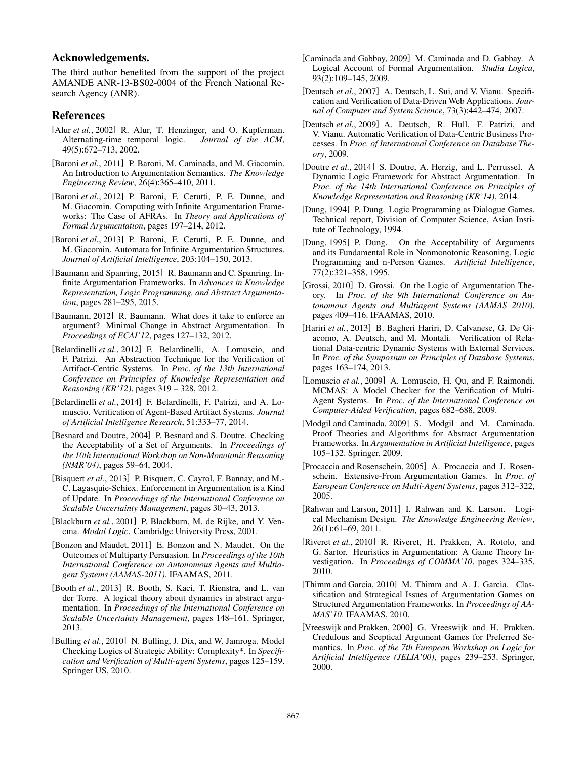## Acknowledgements.

The third author benefited from the support of the project AMANDE ANR-13-BS02-0004 of the French National Research Agency (ANR).

## References

[Alur *et al.*, 2002] R. Alur, T. Henzinger, and O. Kupferman. Alternating-time temporal logic. *Journal of the ACM*, 49(5):672–713, 2002.

[Baroni *et al.*, 2011] P. Baroni, M. Caminada, and M. Giacomin. An Introduction to Argumentation Semantics. *The Knowledge Engineering Review*, 26(4):365–410, 2011.

[Baroni *et al.*, 2012] P. Baroni, F. Cerutti, P. E. Dunne, and M. Giacomin. Computing with Infinite Argumentation Frameworks: The Case of AFRAs. In *Theory and Applications of Formal Argumentation*, pages 197–214, 2012.

[Baroni *et al.*, 2013] P. Baroni, F. Cerutti, P. E. Dunne, and M. Giacomin. Automata for Infinite Argumentation Structures. *Journal of Artificial Intelligence*, 203:104–150, 2013.

[Baumann and Spanring, 2015] R. Baumann and C. Spanring. Infinite Argumentation Frameworks. In *Advances in Knowledge Representation, Logic Programming, and Abstract Argumentation*, pages 281–295, 2015.

[Baumann, 2012] R. Baumann. What does it take to enforce an argument? Minimal Change in Abstract Argumentation. In *Proceedings of ECAI'12*, pages 127–132, 2012.

[Belardinelli *et al.*, 2012] F. Belardinelli, A. Lomuscio, and F. Patrizi. An Abstraction Technique for the Verification of Artifact-Centric Systems. In *Proc. of the 13th International Conference on Principles of Knowledge Representation and Reasoning (KR'12)*, pages 319 – 328, 2012.

[Belardinelli *et al.*, 2014] F. Belardinelli, F. Patrizi, and A. Lomuscio. Verification of Agent-Based Artifact Systems. *Journal of Artificial Intelligence Research*, 51:333–77, 2014.

[Besnard and Doutre, 2004] P. Besnard and S. Doutre. Checking the Acceptability of a Set of Arguments. In *Proceedings of the 10th International Workshop on Non-Monotonic Reasoning (NMR'04)*, pages 59–64, 2004.

[Bisquert *et al.*, 2013] P. Bisquert, C. Cayrol, F. Bannay, and M.-C. Lagasquie-Schiex. Enforcement in Argumentation is a Kind of Update. In *Proceedings of the International Conference on Scalable Uncertainty Management*, pages 30–43, 2013.

[Blackburn *et al.*, 2001] P. Blackburn, M. de Rijke, and Y. Venema. *Modal Logic*. Cambridge University Press, 2001.

[Bonzon and Maudet, 2011] E. Bonzon and N. Maudet. On the Outcomes of Multiparty Persuasion. In *Proceedings of the 10th International Conference on Autonomous Agents and Multiagent Systems (AAMAS-2011)*. IFAAMAS, 2011.

[Booth *et al.*, 2013] R. Booth, S. Kaci, T. Rienstra, and L. van der Torre. A logical theory about dynamics in abstract argumentation. In *Proceedings of the International Conference on Scalable Uncertainty Management*, pages 148–161. Springer, 2013.

[Bulling *et al.*, 2010] N. Bulling, J. Dix, and W. Jamroga. Model Checking Logics of Strategic Ability: Complexity*. In *Specification and Verification of Multi-agent Systems*, pages 125–159. Springer US, 2010.

[Caminada and Gabbay, 2009] M. Caminada and D. Gabbay. A Logical Account of Formal Argumentation. *Studia Logica*, 93(2):109–145, 2009.

[Deutsch *et al.*, 2007] A. Deutsch, L. Sui, and V. Vianu. Specification and Verification of Data-Driven Web Applications. *Journal of Computer and System Science*, 73(3):442–474, 2007.

[Deutsch *et al.*, 2009] A. Deutsch, R. Hull, F. Patrizi, and V. Vianu. Automatic Verification of Data-Centric Business Processes. In *Proc. of International Conference on Database Theory*, 2009.

[Doutre *et al.*, 2014] S. Doutre, A. Herzig, and L. Perrussel. A Dynamic Logic Framework for Abstract Argumentation. In *Proc. of the 14th International Conference on Principles of Knowledge Representation and Reasoning (KR'14)*, 2014.

[Dung, 1994] P. Dung. Logic Programming as Dialogue Games. Technical report, Division of Computer Science, Asian Institute of Technology, 1994.

[Dung, 1995] P. Dung. On the Acceptability of Arguments and its Fundamental Role in Nonmonotonic Reasoning, Logic Programming and n-Person Games. *Artificial Intelligence*, 77(2):321–358, 1995.

[Grossi, 2010] D. Grossi. On the Logic of Argumentation Theory. In *Proc. of the 9th International Conference on Autonomous Agents and Multiagent Systems (AAMAS 2010)*, pages 409–416. IFAAMAS, 2010.

[Hariri *et al.*, 2013] B. Bagheri Hariri, D. Calvanese, G. De Giacomo, A. Deutsch, and M. Montali. Verification of Relational Data-centric Dynamic Systems with External Services. In *Proc. of the Symposium on Principles of Database Systems*, pages 163–174, 2013.

[Lomuscio *et al.*, 2009] A. Lomuscio, H. Qu, and F. Raimondi. MCMAS: A Model Checker for the Verification of Multi-Agent Systems. In *Proc. of the International Conference on Computer-Aided Verification*, pages 682–688, 2009.

[Modgil and Caminada, 2009] S. Modgil and M. Caminada. Proof Theories and Algorithms for Abstract Argumentation Frameworks. In *Argumentation in Artificial Intelligence*, pages 105–132. Springer, 2009.

[Procaccia and Rosenschein, 2005] A. Procaccia and J. Rosenschein. Extensive-From Argumentation Games. In *Proc. of European Conference on Multi-Agent Systems*, pages 312–322, 2005.

[Rahwan and Larson, 2011] I. Rahwan and K. Larson. Logical Mechanism Design. *The Knowledge Engineering Review*, 26(1):61–69, 2011.

[Riveret *et al.*, 2010] R. Riveret, H. Prakken, A. Rotolo, and G. Sartor. Heuristics in Argumentation: A Game Theory Investigation. In *Proceedings of COMMA'10*, pages 324–335, 2010.

[Thimm and Garcia, 2010] M. Thimm and A. J. Garcia. Classification and Strategical Issues of Argumentation Games on Structured Argumentation Frameworks. In *Proceedings of AAMAS'10*. IFAAMAS, 2010.

[Vreeswijk and Prakken, 2000] G. Vreeswijk and H. Prakken. Credulous and Sceptical Argument Games for Preferred Semantics. In *Proc. of the 7th European Workshop on Logic for Artificial Intelligence (JELIA'00)*, pages 239–253. Springer, 2000.